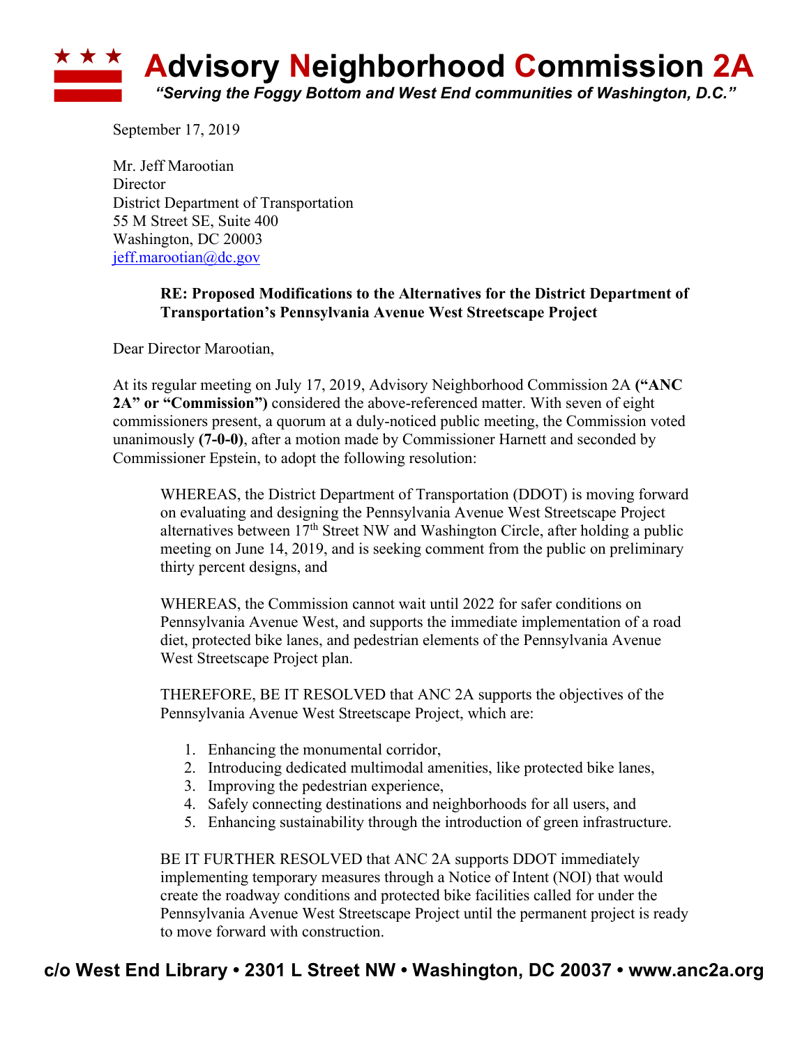# Advisory Neighborhood Commission 2A

***"Serving the Foggy Bottom and West End communities of Washington, D.C."***

September 17, 2019

Mr. Jeff Marootian
Director
District Department of Transportation
55 M Street SE, Suite 400
Washington, DC 20003
jeff.marootian@dc.gov

**RE: Proposed Modifications to the Alternatives for the District Department of Transportation's Pennsylvania Avenue West Streetscape Project**

Dear Director Marootian,

At its regular meeting on July 17, 2019, Advisory Neighborhood Commission 2A **("ANC 2A" or "Commission")** considered the above-referenced matter. With seven of eight commissioners present, a quorum at a duly-noticed public meeting, the Commission voted unanimously **(7-0-0)**, after a motion made by Commissioner Harnett and seconded by Commissioner Epstein, to adopt the following resolution:

> WHEREAS, the District Department of Transportation (DDOT) is moving forward on evaluating and designing the Pennsylvania Avenue West Streetscape Project alternatives between 17th Street NW and Washington Circle, after holding a public meeting on June 14, 2019, and is seeking comment from the public on preliminary thirty percent designs, and
>
> WHEREAS, the Commission cannot wait until 2022 for safer conditions on Pennsylvania Avenue West, and supports the immediate implementation of a road diet, protected bike lanes, and pedestrian elements of the Pennsylvania Avenue West Streetscape Project plan.
>
> THEREFORE, BE IT RESOLVED that ANC 2A supports the objectives of the Pennsylvania Avenue West Streetscape Project, which are:
>
> 1. Enhancing the monumental corridor,
> 2. Introducing dedicated multimodal amenities, like protected bike lanes,
> 3. Improving the pedestrian experience,
> 4. Safely connecting destinations and neighborhoods for all users, and
> 5. Enhancing sustainability through the introduction of green infrastructure.
>
> BE IT FURTHER RESOLVED that ANC 2A supports DDOT immediately implementing temporary measures through a Notice of Intent (NOI) that would create the roadway conditions and protected bike facilities called for under the Pennsylvania Avenue West Streetscape Project until the permanent project is ready to move forward with construction.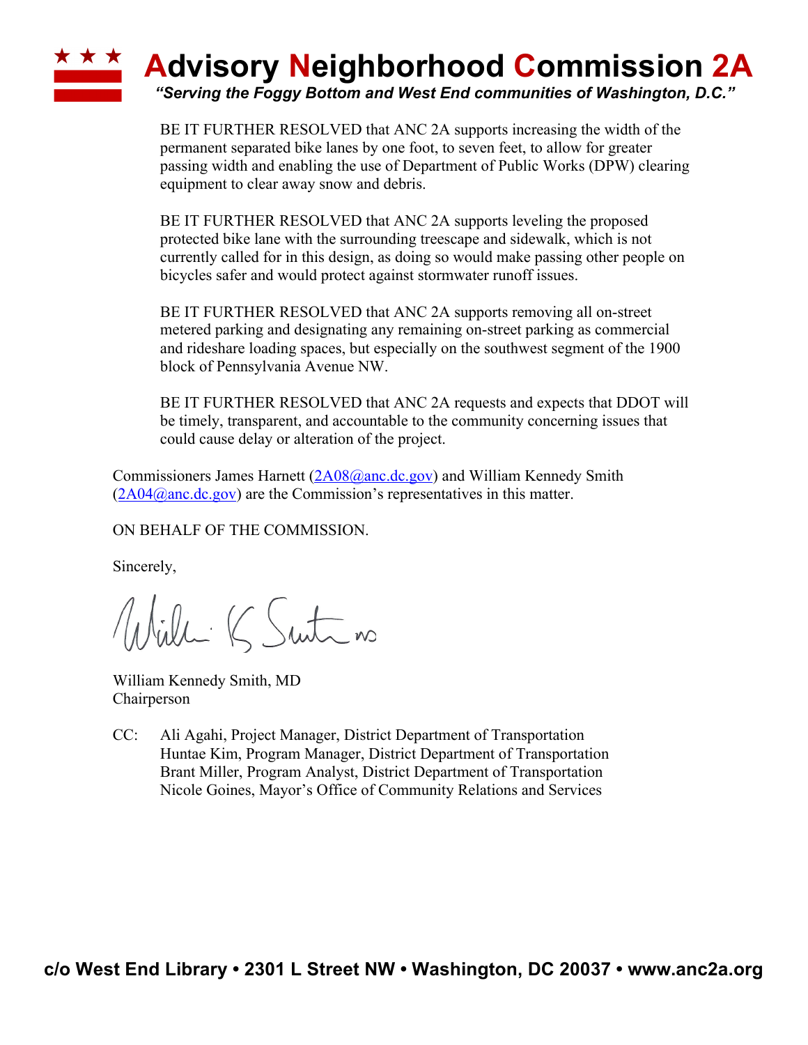BE IT FURTHER RESOLVED that ANC 2A supports increasing the width of the permanent separated bike lanes by one foot, to seven feet, to allow for greater passing width and enabling the use of Department of Public Works (DPW) clearing equipment to clear away snow and debris.

BE IT FURTHER RESOLVED that ANC 2A supports leveling the proposed protected bike lane with the surrounding treescape and sidewalk, which is not currently called for in this design, as doing so would make passing other people on bicycles safer and would protect against stormwater runoff issues.

BE IT FURTHER RESOLVED that ANC 2A supports removing all on-street metered parking and designating any remaining on-street parking as commercial and rideshare loading spaces, but especially on the southwest segment of the 1900 block of Pennsylvania Avenue NW.

BE IT FURTHER RESOLVED that ANC 2A requests and expects that DDOT will be timely, transparent, and accountable to the community concerning issues that could cause delay or alteration of the project.

Commissioners James Harnett (2A08@anc.dc.gov) and William Kennedy Smith (2A04@anc.dc.gov) are the Commission's representatives in this matter.

ON BEHALF OF THE COMMISSION.

Sincerely,

William Kennedy Smith, MD
Chairperson

CC: Ali Agahi, Project Manager, District Department of Transportation
Huntae Kim, Program Manager, District Department of Transportation
Brant Miller, Program Analyst, District Department of Transportation
Nicole Goines, Mayor's Office of Community Relations and Services